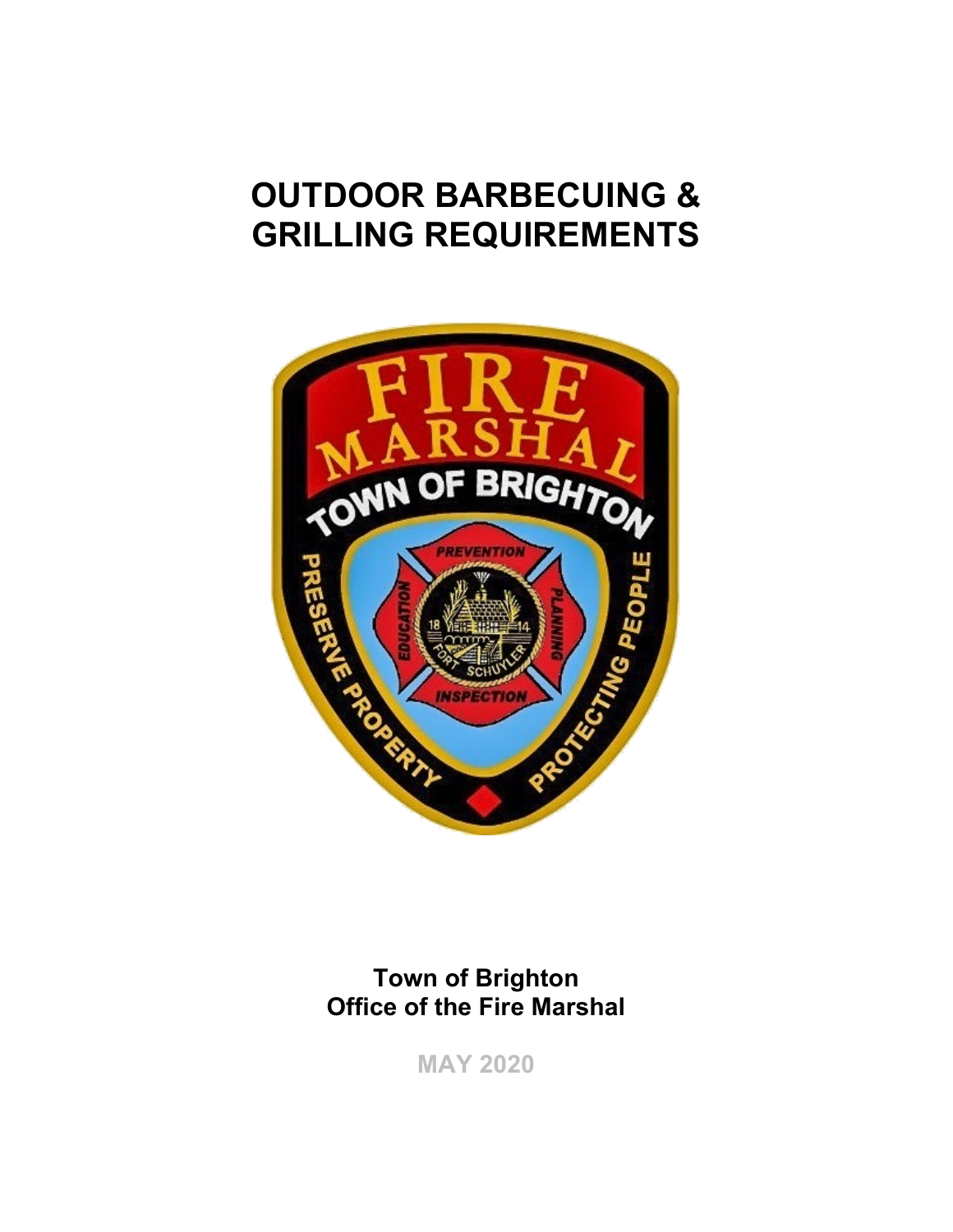# OUTDOOR BARBECUING & GRILLING REQUIREMENTS

**Town of Brighton**
**Office of the Fire Marshal**

**MAY 2020**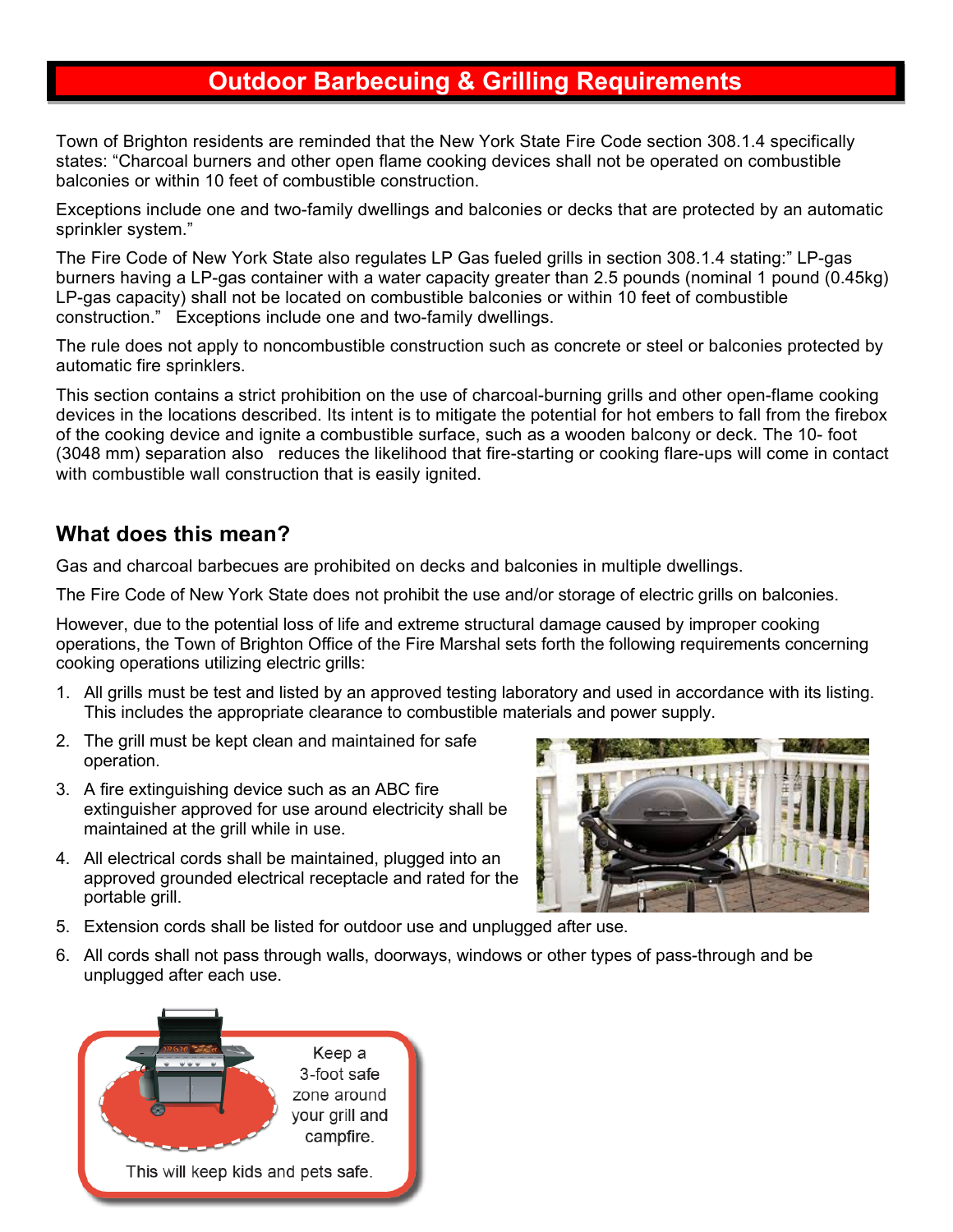# Outdoor Barbecuing & Grilling Requirements

Town of Brighton residents are reminded that the New York State Fire Code section 308.1.4 specifically states: "Charcoal burners and other open flame cooking devices shall not be operated on combustible balconies or within 10 feet of combustible construction.

Exceptions include one and two-family dwellings and balconies or decks that are protected by an automatic sprinkler system."

The Fire Code of New York State also regulates LP Gas fueled grills in section 308.1.4 stating:" LP-gas burners having a LP-gas container with a water capacity greater than 2.5 pounds (nominal 1 pound (0.45kg) LP-gas capacity) shall not be located on combustible balconies or within 10 feet of combustible construction." Exceptions include one and two-family dwellings.

The rule does not apply to noncombustible construction such as concrete or steel or balconies protected by automatic fire sprinklers.

This section contains a strict prohibition on the use of charcoal-burning grills and other open-flame cooking devices in the locations described. Its intent is to mitigate the potential for hot embers to fall from the firebox of the cooking device and ignite a combustible surface, such as a wooden balcony or deck. The 10- foot (3048 mm) separation also reduces the likelihood that fire-starting or cooking flare-ups will come in contact with combustible wall construction that is easily ignited.

## What does this mean?

Gas and charcoal barbecues are prohibited on decks and balconies in multiple dwellings.

The Fire Code of New York State does not prohibit the use and/or storage of electric grills on balconies.

However, due to the potential loss of life and extreme structural damage caused by improper cooking operations, the Town of Brighton Office of the Fire Marshal sets forth the following requirements concerning cooking operations utilizing electric grills:

1. All grills must be test and listed by an approved testing laboratory and used in accordance with its listing. This includes the appropriate clearance to combustible materials and power supply.
2. The grill must be kept clean and maintained for safe operation.
3. A fire extinguishing device such as an ABC fire extinguisher approved for use around electricity shall be maintained at the grill while in use.
4. All electrical cords shall be maintained, plugged into an approved grounded electrical receptacle and rated for the portable grill.
5. Extension cords shall be listed for outdoor use and unplugged after use.
6. All cords shall not pass through walls, doorways, windows or other types of pass-through and be unplugged after each use.

Keep a 3-foot safe zone around your grill and campfire.

This will keep kids and pets safe.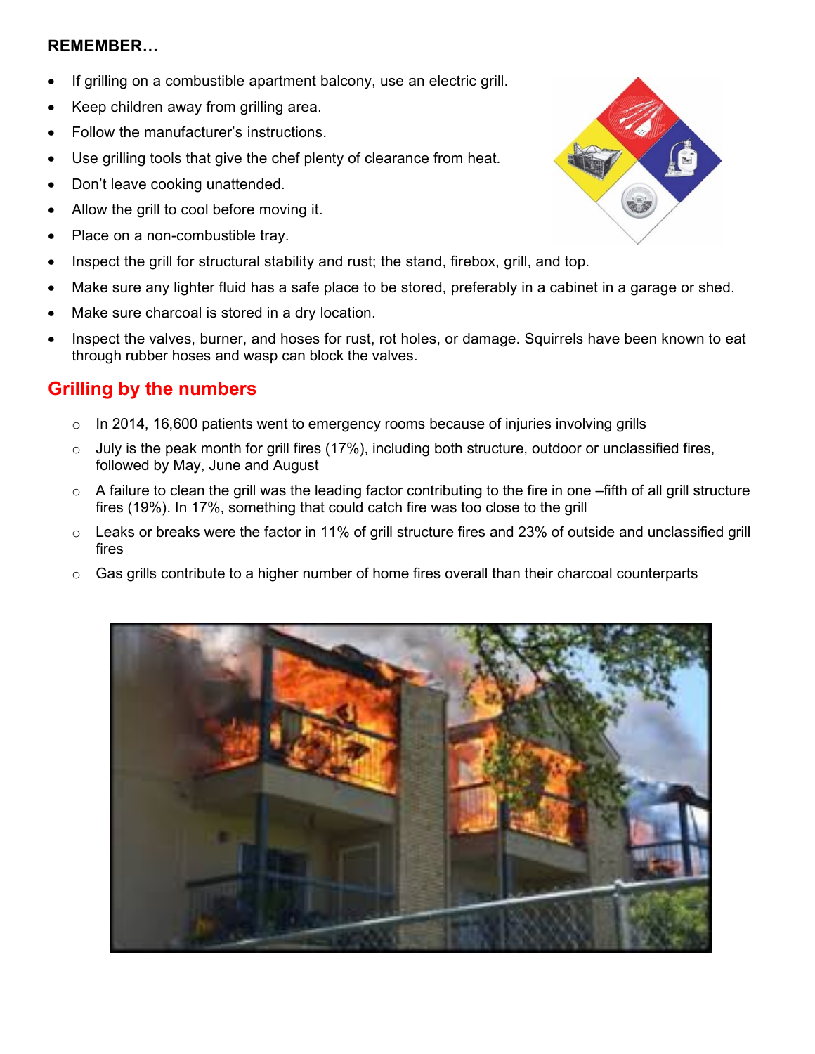**REMEMBER…**

- If grilling on a combustible apartment balcony, use an electric grill.
- Keep children away from grilling area.
- Follow the manufacturer's instructions.
- Use grilling tools that give the chef plenty of clearance from heat.
- Don't leave cooking unattended.
- Allow the grill to cool before moving it.
- Place on a non-combustible tray.
- Inspect the grill for structural stability and rust; the stand, firebox, grill, and top.
- Make sure any lighter fluid has a safe place to be stored, preferably in a cabinet in a garage or shed.
- Make sure charcoal is stored in a dry location.
- Inspect the valves, burner, and hoses for rust, rot holes, or damage. Squirrels have been known to eat through rubber hoses and wasp can block the valves.

## Grilling by the numbers

- In 2014, 16,600 patients went to emergency rooms because of injuries involving grills
- July is the peak month for grill fires (17%), including both structure, outdoor or unclassified fires, followed by May, June and August
- A failure to clean the grill was the leading factor contributing to the fire in one –fifth of all grill structure fires (19%). In 17%, something that could catch fire was too close to the grill
- Leaks or breaks were the factor in 11% of grill structure fires and 23% of outside and unclassified grill fires
- Gas grills contribute to a higher number of home fires overall than their charcoal counterparts